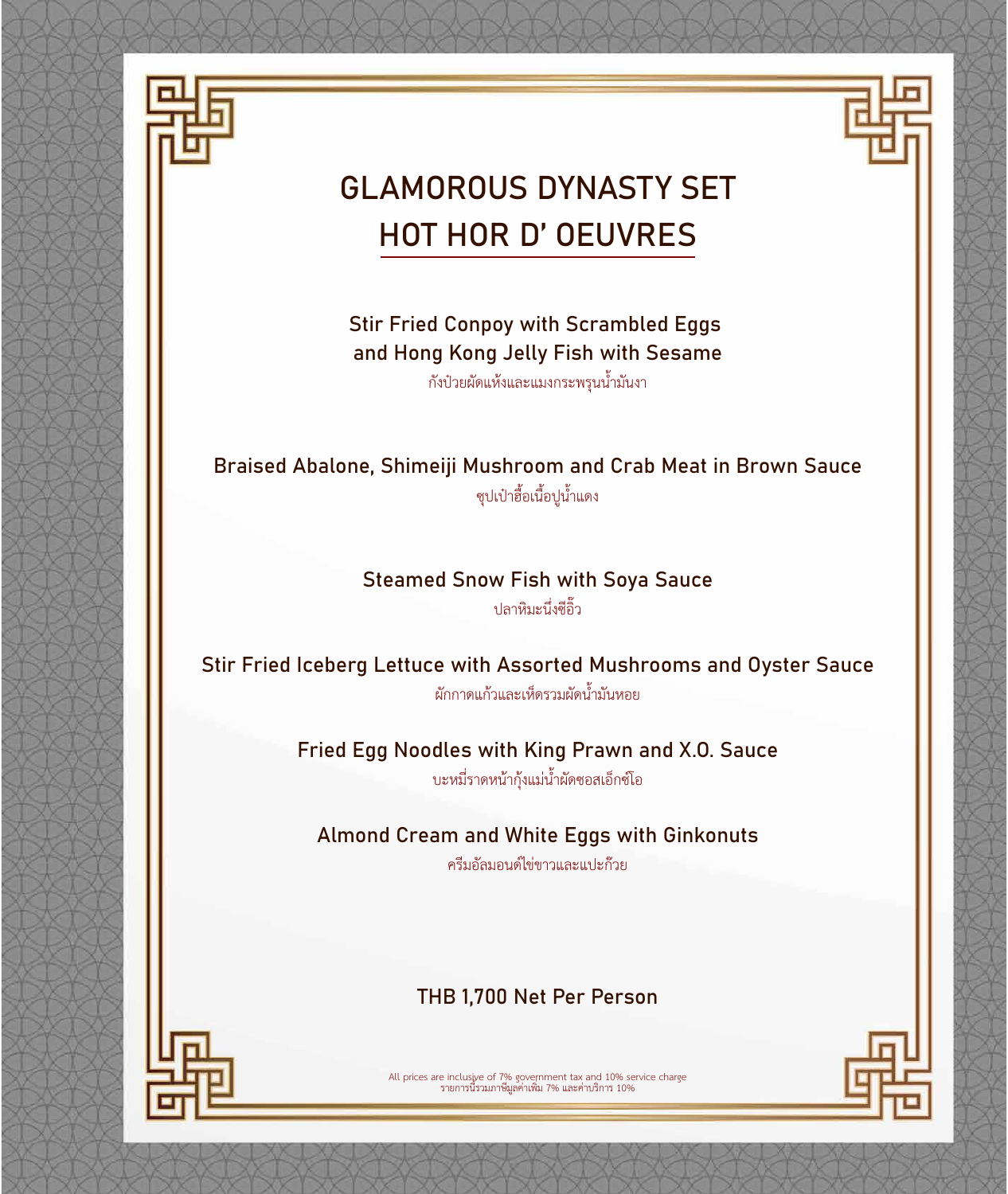# GLAMOROUS DYNASTY SET

## HOT HOR D' OEUVRES

**Stir Fried Conpoy with Scrambled Eggs and Hong Kong Jelly Fish with Sesame**
กังป๋วยผัดแห้งและแมงกระพรุนน้ำมันงา

**Braised Abalone, Shimeiji Mushroom and Crab Meat in Brown Sauce**
ซุปเป๋าฮื้อเนื้อปูน้ำแดง

**Steamed Snow Fish with Soya Sauce**
ปลาหิมะนึ่งซีอิ๊ว

**Stir Fried Iceberg Lettuce with Assorted Mushrooms and Oyster Sauce**
ผักกาดแก้วและเห็ดรวมผัดน้ำมันหอย

**Fried Egg Noodles with King Prawn and X.O. Sauce**
บะหมี่ราดหน้ากุ้งแม่น้ำผัดซอสเอ็กซ์โอ

**Almond Cream and White Eggs with Ginkonuts**
ครีมอัลมอนด์ไข่ขาวและแปะก๊วย

**THB 1,700 Net Per Person**

All prices are inclusive of 7% government tax and 10% service charge
รายการนี้รวมภาษีมูลค่าเพิ่ม 7% และค่าบริการ 10%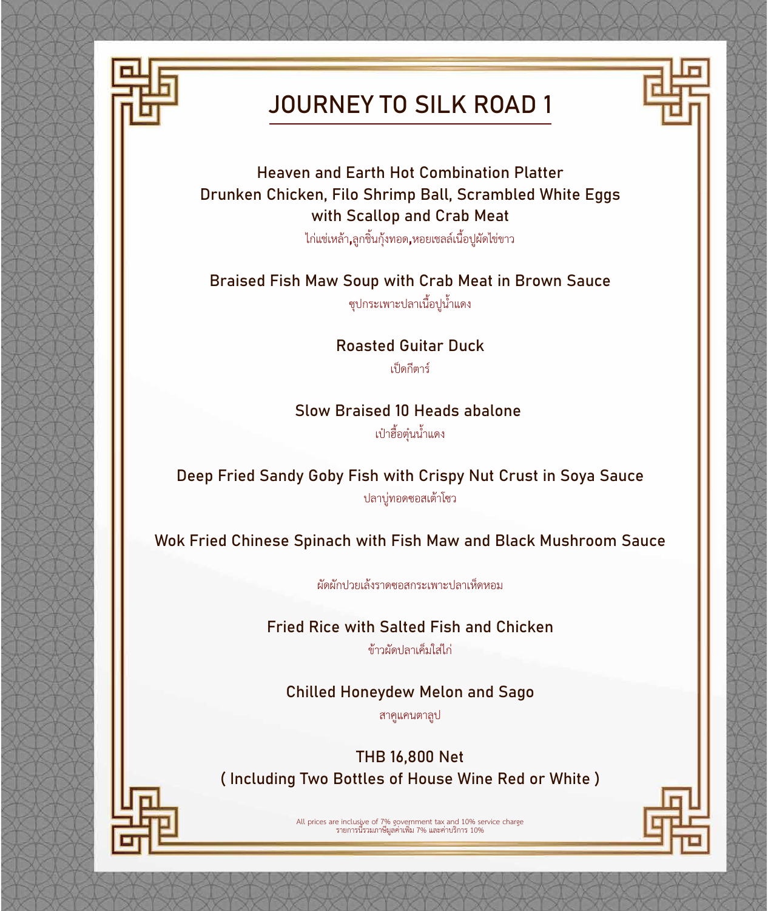# JOURNEY TO SILK ROAD 1

**Heaven and Earth Hot Combination Platter**
**Drunken Chicken, Filo Shrimp Ball, Scrambled White Eggs with Scallop and Crab Meat**
ไก่แช่เหล้า,ลูกชิ้นกุ้งทอด,หอยเชลล์เนื้อปูผัดไข่ขาว

**Braised Fish Maw Soup with Crab Meat in Brown Sauce**
ซุปกระเพาะปลาเนื้อปูน้ำแดง

**Roasted Guitar Duck**
เป็ดกีตาร์

**Slow Braised 10 Heads abalone**
เป๋าฮื้อตุ๋นน้ำแดง

**Deep Fried Sandy Goby Fish with Crispy Nut Crust in Soya Sauce**
ปลาบู่ทอดซอสเต้าโชว

**Wok Fried Chinese Spinach with Fish Maw and Black Mushroom Sauce**
ผัดผักปวยเล้งราดซอสกระเพาะปลาเห็ดหอม

**Fried Rice with Salted Fish and Chicken**
ข้าวผัดปลาเค็มใส่ไก่

**Chilled Honeydew Melon and Sago**
สาคูแคนตาลูป

**THB 16,800 Net**
**( Including Two Bottles of House Wine Red or White )**

All prices are inclusive of 7% government tax and 10% service charge
รายการนี้รวมภาษีมูลค่าเพิ่ม 7% และค่าบริการ 10%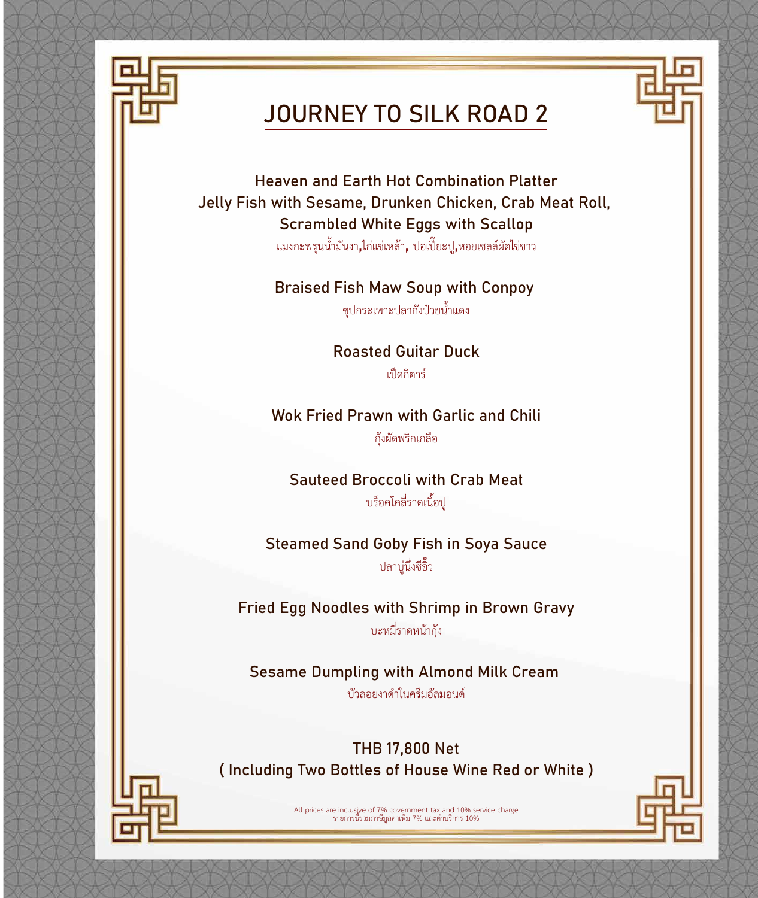# JOURNEY TO SILK ROAD 2

**Heaven and Earth Hot Combination Platter**
**Jelly Fish with Sesame, Drunken Chicken, Crab Meat Roll, Scrambled White Eggs with Scallop**
แมงกะพรุนน้ำมันงา,ไก่แช่เหล้า, ปอเปี๊ยะปู,หอยเชลล์ผัดไข่ขาว

**Braised Fish Maw Soup with Conpoy**
ซุปกระเพาะปลากังป๋วยน้ำแดง

**Roasted Guitar Duck**
เป็ดกีตาร์

**Wok Fried Prawn with Garlic and Chili**
กุ้งผัดพริกเกลือ

**Sauteed Broccoli with Crab Meat**
บร็อคโคลี่ราดเนื้อปู

**Steamed Sand Goby Fish in Soya Sauce**
ปลาบู่นึ่งซีอิ๊ว

**Fried Egg Noodles with Shrimp in Brown Gravy**
บะหมี่ราดหน้ากุ้ง

**Sesame Dumpling with Almond Milk Cream**
บัวลอยงาดำในครีมอัลมอนด์

**THB 17,800 Net**
**( Including Two Bottles of House Wine Red or White )**

All prices are inclusive of 7% government tax and 10% service charge
รายการนี้รวมภาษีมูลค่าเพิ่ม 7% และค่าบริการ 10%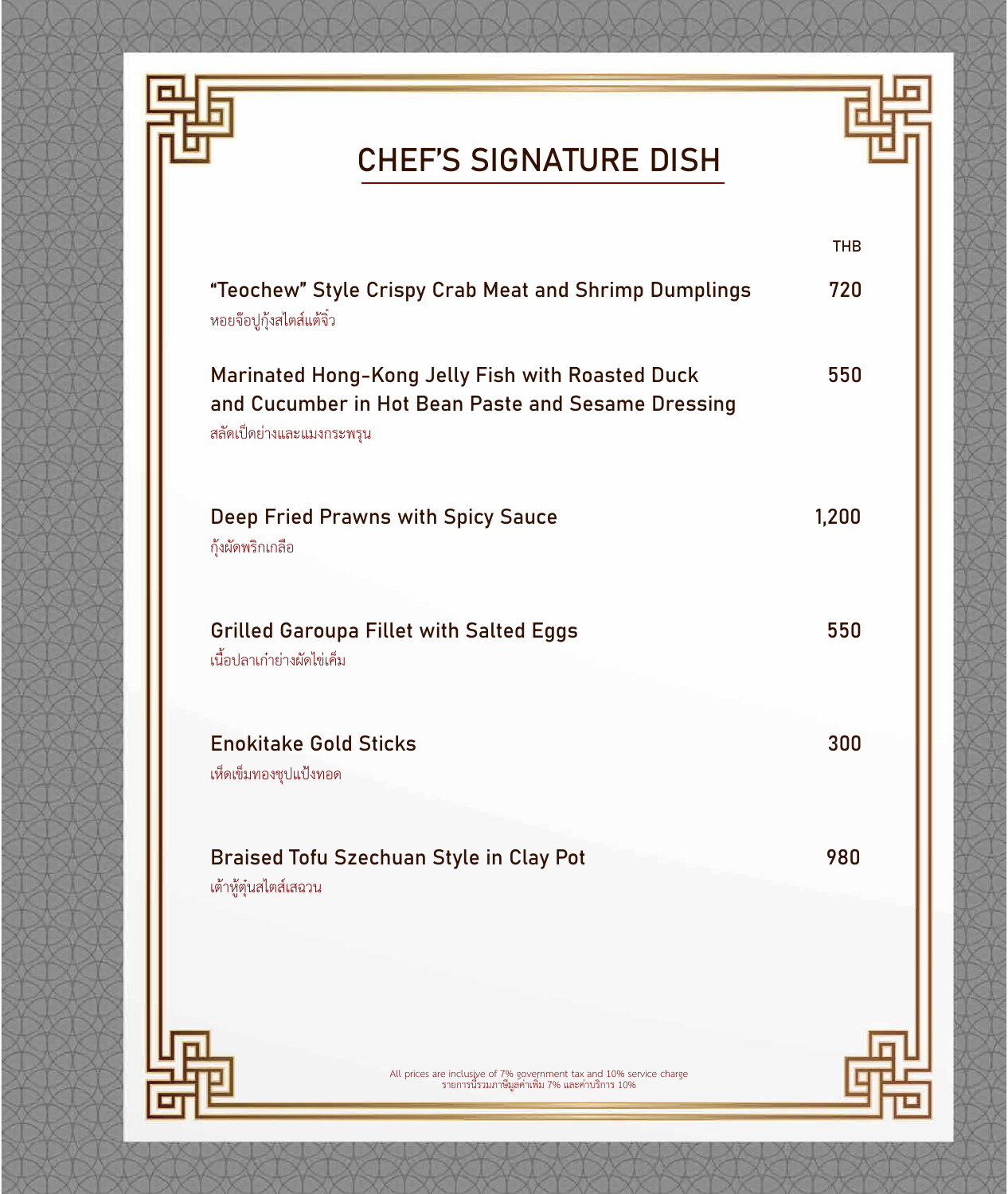# CHEF'S SIGNATURE DISH

| | THB |
|---|---|
| **"Teochew" Style Crispy Crab Meat and Shrimp Dumplings**<br>หอยจ๊อปูกุ้งสไตล์แต้จิ๋ว | 720 |
| **Marinated Hong-Kong Jelly Fish with Roasted Duck and Cucumber in Hot Bean Paste and Sesame Dressing**<br>สลัดเป็ดย่างและแมงกระพรุน | 550 |
| **Deep Fried Prawns with Spicy Sauce**<br>กุ้งผัดพริกเกลือ | 1,200 |
| **Grilled Garoupa Fillet with Salted Eggs**<br>เนื้อปลาเก๋าย่างผัดไข่เค็ม | 550 |
| **Enokitake Gold Sticks**<br>เห็ดเข็มทองชุบแป้งทอด | 300 |
| **Braised Tofu Szechuan Style in Clay Pot**<br>เต้าหู้ตุ๋นสไตล์เสฉวน | 980 |

All prices are inclusive of 7% government tax and 10% service charge
รายการนี้รวมภาษีมูลค่าเพิ่ม 7% และค่าบริการ 10%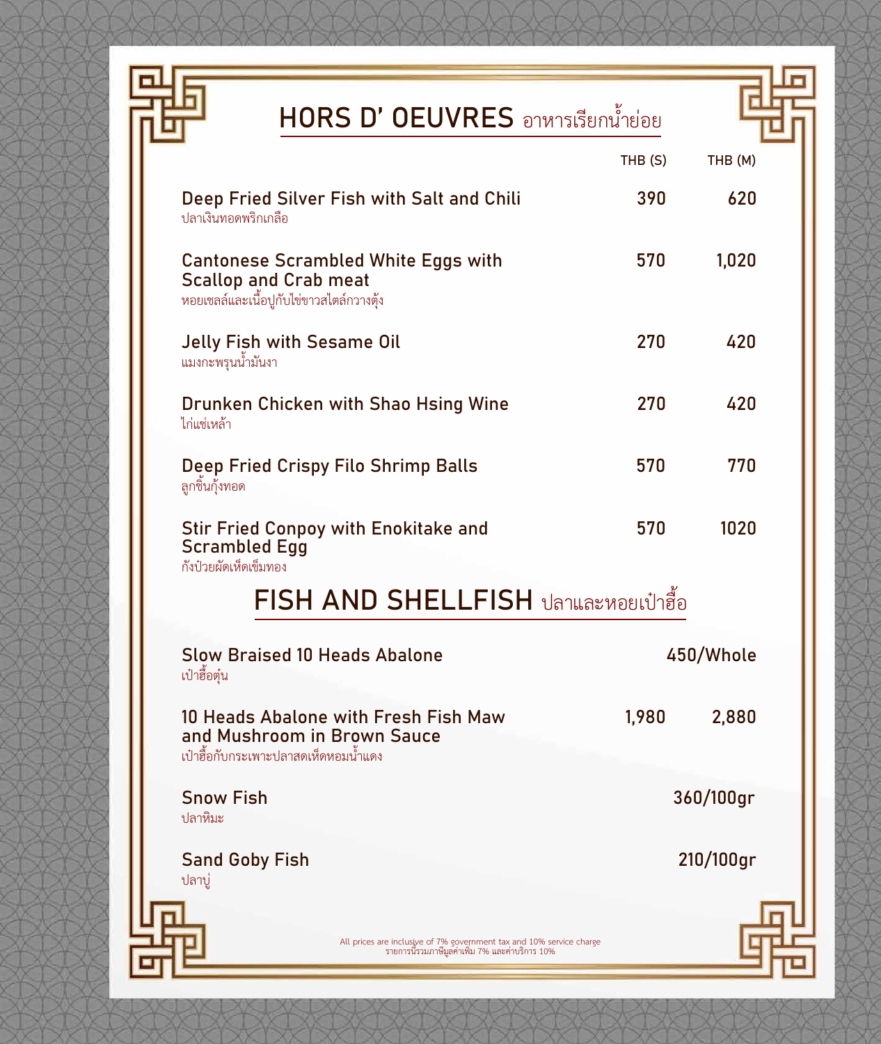## HORS D' OEUVRES อาหารเรียกน้ำย่อย

| | THB (S) | THB (M) |
|---|---|---|
| **Deep Fried Silver Fish with Salt and Chili**<br>ปลาเงินทอดพริกเกลือ | 390 | 620 |
| **Cantonese Scrambled White Eggs with Scallop and Crab meat**<br>หอยเชลล์และเนื้อปูกับไข่ขาวสไตล์กวางตุ้ง | 570 | 1,020 |
| **Jelly Fish with Sesame Oil**<br>แมงกะพรุนน้ำมันงา | 270 | 420 |
| **Drunken Chicken with Shao Hsing Wine**<br>ไก่แช่เหล้า | 270 | 420 |
| **Deep Fried Crispy Filo Shrimp Balls**<br>ลูกชิ้นกุ้งทอด | 570 | 770 |
| **Stir Fried Conpoy with Enokitake and Scrambled Egg**<br>กังป๋วยผัดเห็ดเข็มทอง | 570 | 1020 |

## FISH AND SHELLFISH ปลาและหอยเป๋าฮื้อ

| | THB (S) | THB (M) |
|---|---|---|
| **Slow Braised 10 Heads Abalone**<br>เป๋าฮื้อตุ๋น | | 450/Whole |
| **10 Heads Abalone with Fresh Fish Maw and Mushroom in Brown Sauce**<br>เป๋าฮื้อกับกระเพาะปลาสดเห็ดหอมน้ำแดง | 1,980 | 2,880 |
| **Snow Fish**<br>ปลาหิมะ | | 360/100gr |
| **Sand Goby Fish**<br>ปลาบู่ | | 210/100gr |

All prices are inclusive of 7% government tax and 10% service charge
รายการนี้รวมภาษีมูลค่าเพิ่ม 7% และค่าบริการ 10%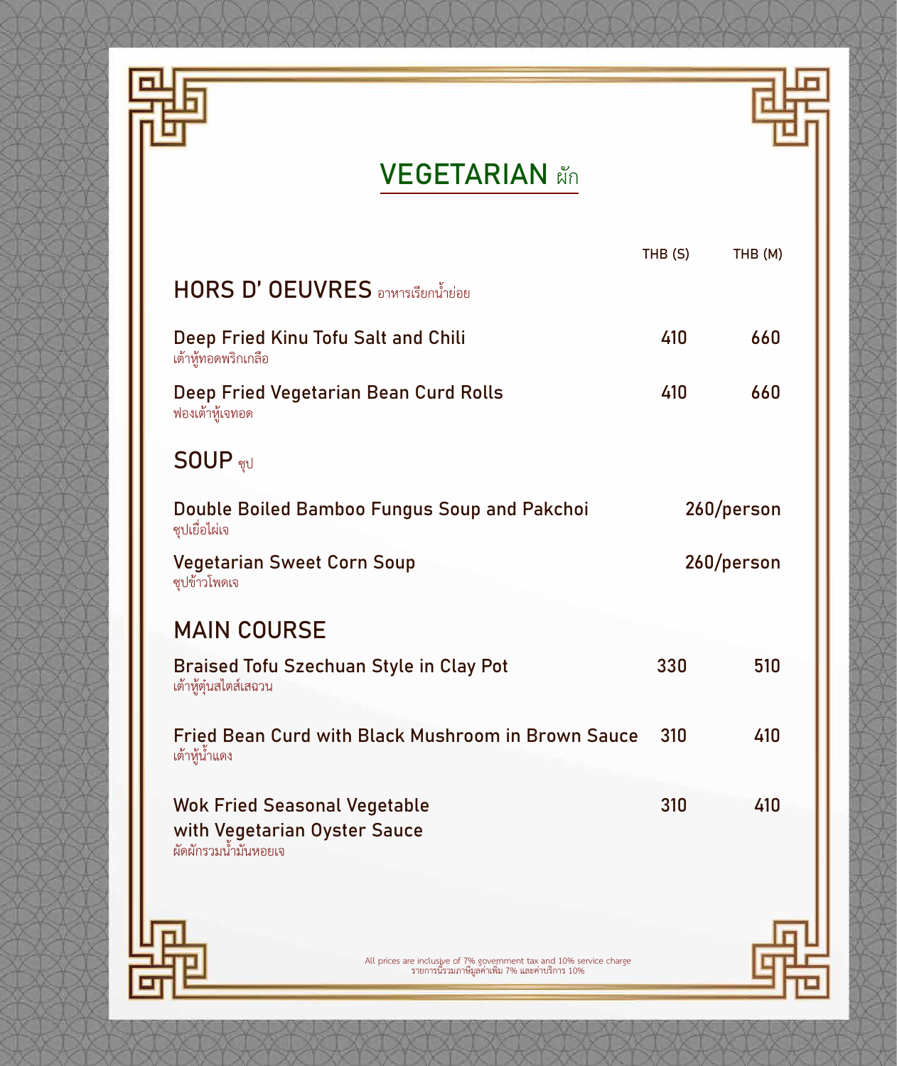# VEGETARIAN ผัก

| | THB (S) | THB (M) |
|---|---|---|
| **HORS D' OEUVRES** อาหารเรียกน้ำย่อย | | |
| **Deep Fried Kinu Tofu Salt and Chili**<br>เต้าหู้ทอดพริกเกลือ | 410 | 660 |
| **Deep Fried Vegetarian Bean Curd Rolls**<br>ฟองเต้าหู้เจทอด | 410 | 660 |
| **SOUP** ซุป | | |
| **Double Boiled Bamboo Fungus Soup and Pakchoi**<br>ซุปเยื่อไผ่เจ | | 260/person |
| **Vegetarian Sweet Corn Soup**<br>ซุปข้าวโพดเจ | | 260/person |
| **MAIN COURSE** | | |
| **Braised Tofu Szechuan Style in Clay Pot**<br>เต้าหู้ตุ๋นสไตล์เสฉวน | 330 | 510 |
| **Fried Bean Curd with Black Mushroom in Brown Sauce**<br>เต้าหู้น้ำแดง | 310 | 410 |
| **Wok Fried Seasonal Vegetable with Vegetarian Oyster Sauce**<br>ผัดผักรวมน้ำมันหอยเจ | 310 | 410 |

All prices are inclusive of 7% government tax and 10% service charge
รายการนี้รวมภาษีมูลค่าเพิ่ม 7% และค่าบริการ 10%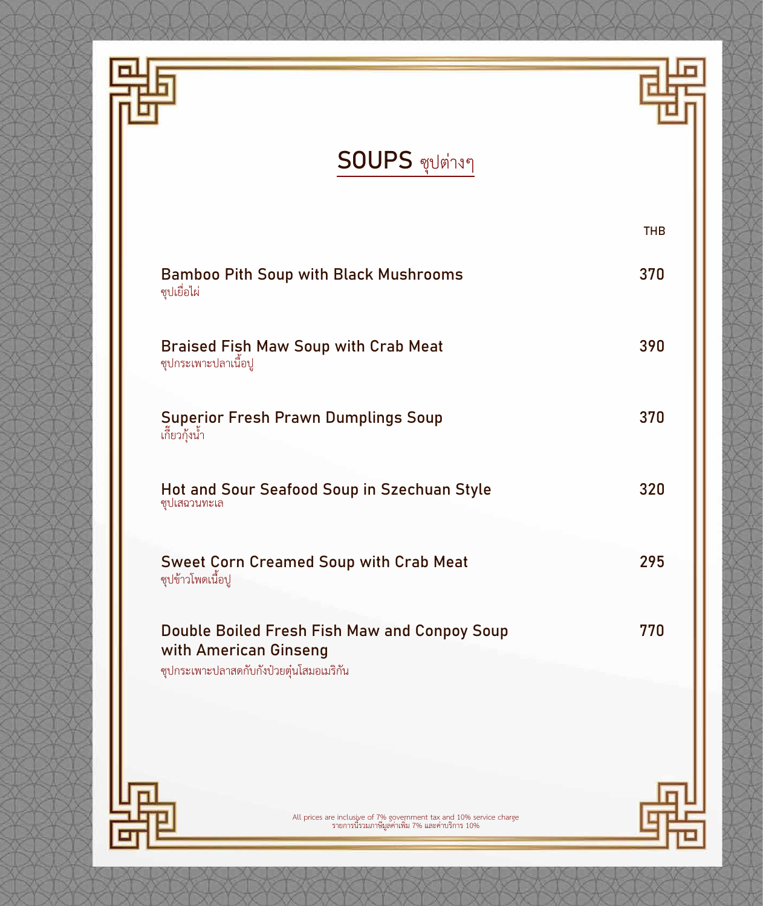# SOUPS ซุปต่างๆ

| | THB |
|---|---|
| **Bamboo Pith Soup with Black Mushrooms**<br>ซุปเยื่อไผ่ | 370 |
| **Braised Fish Maw Soup with Crab Meat**<br>ซุปกระเพาะปลาเนื้อปู | 390 |
| **Superior Fresh Prawn Dumplings Soup**<br>เกี๊ยวกุ้งน้ำ | 370 |
| **Hot and Sour Seafood Soup in Szechuan Style**<br>ซุปเสฉวนทะเล | 320 |
| **Sweet Corn Creamed Soup with Crab Meat**<br>ซุปข้าวโพดเนื้อปู | 295 |
| **Double Boiled Fresh Fish Maw and Conpoy Soup with American Ginseng**<br>ซุปกระเพาะปลาสดกับกังป๋วยตุ๋นโสมอเมริกัน | 770 |

All prices are inclusive of 7% government tax and 10% service charge
รายการนี้รวมภาษีมูลค่าเพิ่ม 7% และค่าบริการ 10%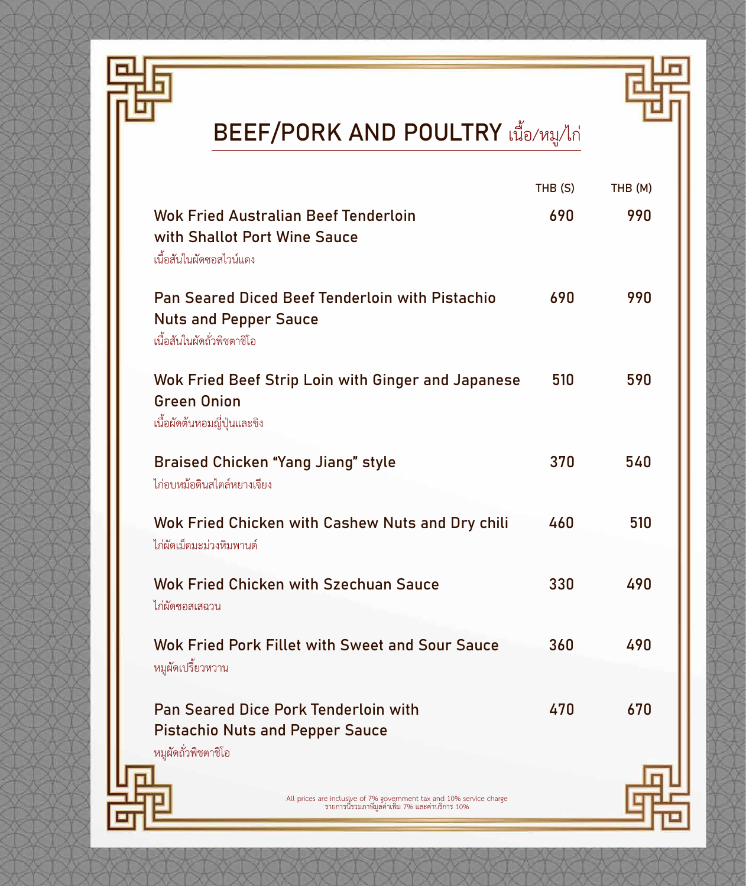# BEEF/PORK AND POULTRY เนื้อ/หมู/ไก่

| | THB (S) | THB (M) |
|---|---|---|
| **Wok Fried Australian Beef Tenderloin with Shallot Port Wine Sauce**<br>เนื้อสันในผัดซอสไวน์แดง | 690 | 990 |
| **Pan Seared Diced Beef Tenderloin with Pistachio Nuts and Pepper Sauce**<br>เนื้อสันในผัดถั่วพิชตาชิโอ | 690 | 990 |
| **Wok Fried Beef Strip Loin with Ginger and Japanese Green Onion**<br>เนื้อผัดต้นหอมญี่ปุ่นและขิง | 510 | 590 |
| **Braised Chicken "Yang Jiang" style**<br>ไก่อบหม้อดินสไตล์หยางเจียง | 370 | 540 |
| **Wok Fried Chicken with Cashew Nuts and Dry chili**<br>ไก่ผัดเม็ดมะม่วงหิมพานต์ | 460 | 510 |
| **Wok Fried Chicken with Szechuan Sauce**<br>ไก่ผัดซอสเสฉวน | 330 | 490 |
| **Wok Fried Pork Fillet with Sweet and Sour Sauce**<br>หมูผัดเปรี้ยวหวาน | 360 | 490 |
| **Pan Seared Dice Pork Tenderloin with Pistachio Nuts and Pepper Sauce**<br>หมูผัดถั่วพิชตาชิโอ | 470 | 670 |

All prices are inclusive of 7% government tax and 10% service charge
รายการนี้รวมภาษีมูลค่าเพิ่ม 7% และค่าบริการ 10%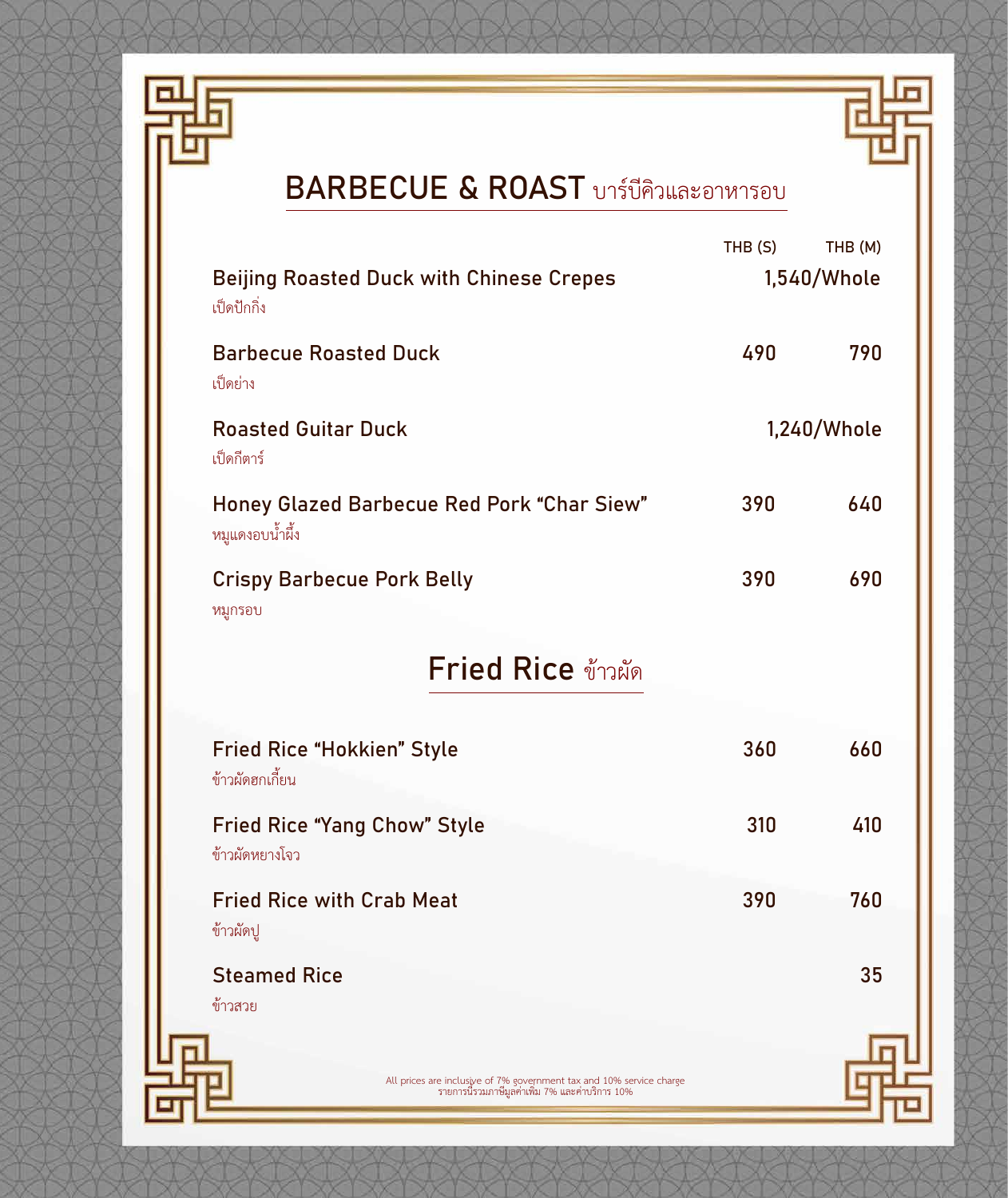## BARBECUE & ROAST บาร์บีคิวและอาหารอบ

| | THB (S) | THB (M) |
|---|---|---|
| **Beijing Roasted Duck with Chinese Crepes**<br>เป็ดปักกิ่ง | 1,540/Whole | |
| **Barbecue Roasted Duck**<br>เป็ดย่าง | 490 | 790 |
| **Roasted Guitar Duck**<br>เป็ดกีตาร์ | 1,240/Whole | |
| **Honey Glazed Barbecue Red Pork "Char Siew"**<br>หมูแดงอบน้ำผึ้ง | 390 | 640 |
| **Crispy Barbecue Pork Belly**<br>หมูกรอบ | 390 | 690 |

## Fried Rice ข้าวผัด

| | THB (S) | THB (M) |
|---|---|---|
| **Fried Rice "Hokkien" Style**<br>ข้าวผัดฮกเกี้ยน | 360 | 660 |
| **Fried Rice "Yang Chow" Style**<br>ข้าวผัดหยางโจว | 310 | 410 |
| **Fried Rice with Crab Meat**<br>ข้าวผัดปู | 390 | 760 |
| **Steamed Rice**<br>ข้าวสวย | | 35 |

All prices are inclusive of 7% government tax and 10% service charge
รายการนี้รวมภาษีมูลค่าเพิ่ม 7% และค่าบริการ 10%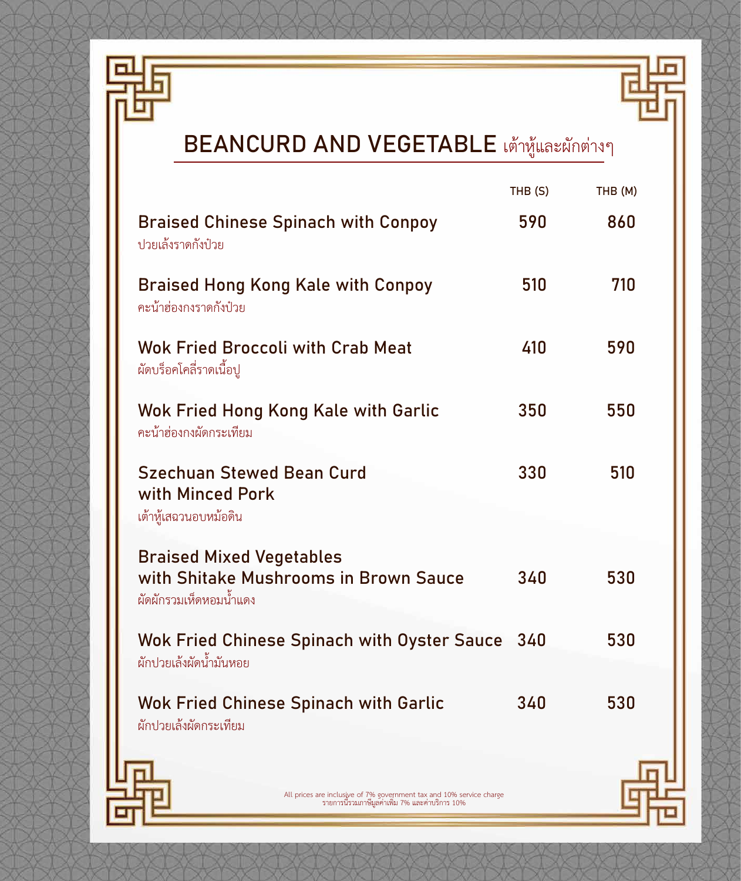# BEANCURD AND VEGETABLE เต้าหู้และผักต่างๆ

| | THB (S) | THB (M) |
|---|---|---|
| **Braised Chinese Spinach with Conpoy**<br>ปวยเล้งราดกังป๋วย | 590 | 860 |
| **Braised Hong Kong Kale with Conpoy**<br>คะน้าฮ่องกงราดกังป๋วย | 510 | 710 |
| **Wok Fried Broccoli with Crab Meat**<br>ผัดบร็อคโคลี่ราดเนื้อปู | 410 | 590 |
| **Wok Fried Hong Kong Kale with Garlic**<br>คะน้าฮ่องกงผัดกระเทียม | 350 | 550 |
| **Szechuan Stewed Bean Curd with Minced Pork**<br>เต้าหู้เสฉวนอบหม้อดิน | 330 | 510 |
| **Braised Mixed Vegetables with Shitake Mushrooms in Brown Sauce**<br>ผัดผักรวมเห็ดหอมน้ำแดง | 340 | 530 |
| **Wok Fried Chinese Spinach with Oyster Sauce**<br>ผักปวยเล้งผัดน้ำมันหอย | 340 | 530 |
| **Wok Fried Chinese Spinach with Garlic**<br>ผักปวยเล้งผัดกระเทียม | 340 | 530 |

All prices are inclusive of 7% government tax and 10% service charge
รายการนี้รวมภาษีมูลค่าเพิ่ม 7% และค่าบริการ 10%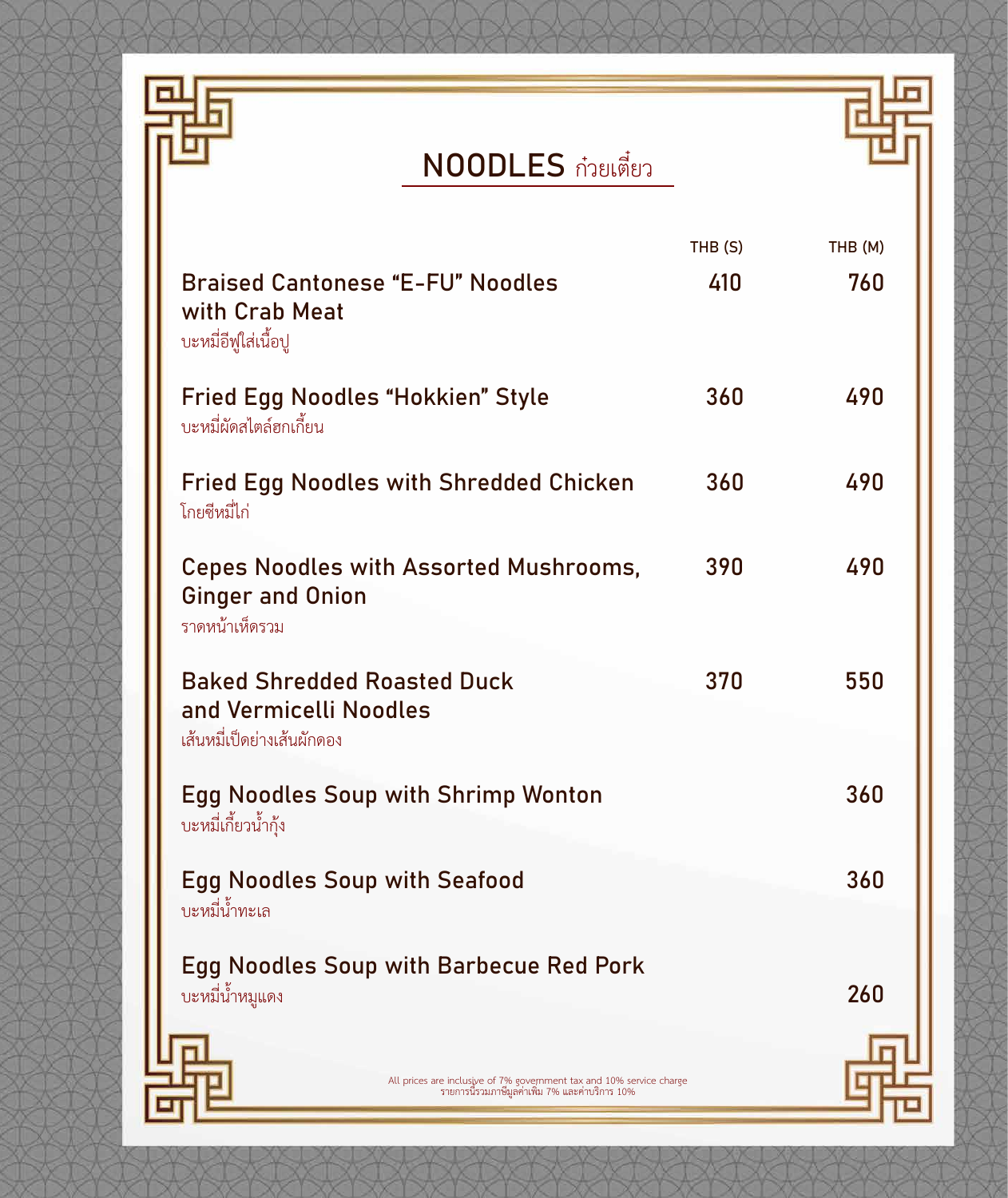# NOODLES ก๋วยเตี๋ยว

| | THB (S) | THB (M) |
|---|---|---|
| **Braised Cantonese "E-FU" Noodles with Crab Meat**<br>บะหมี่อีฟู่ใส่เนื้อปู | 410 | 760 |
| **Fried Egg Noodles "Hokkien" Style**<br>บะหมี่ผัดสไตล์ฮกเกี้ยน | 360 | 490 |
| **Fried Egg Noodles with Shredded Chicken**<br>โกยซีหมี่ไก่ | 360 | 490 |
| **Cepes Noodles with Assorted Mushrooms, Ginger and Onion**<br>ราดหน้าเห็ดรวม | 390 | 490 |
| **Baked Shredded Roasted Duck and Vermicelli Noodles**<br>เส้นหมี่เป็ดย่างเส้นผักดอง | 370 | 550 |
| **Egg Noodles Soup with Shrimp Wonton**<br>บะหมี่เกี๊ยวน้ำกุ้ง | | 360 |
| **Egg Noodles Soup with Seafood**<br>บะหมี่น้ำทะเล | | 360 |
| **Egg Noodles Soup with Barbecue Red Pork**<br>บะหมี่น้ำหมูแดง | | 260 |

All prices are inclusive of 7% government tax and 10% service charge
รายการนี้รวมภาษีมูลค่าเพิ่ม 7% และค่าบริการ 10%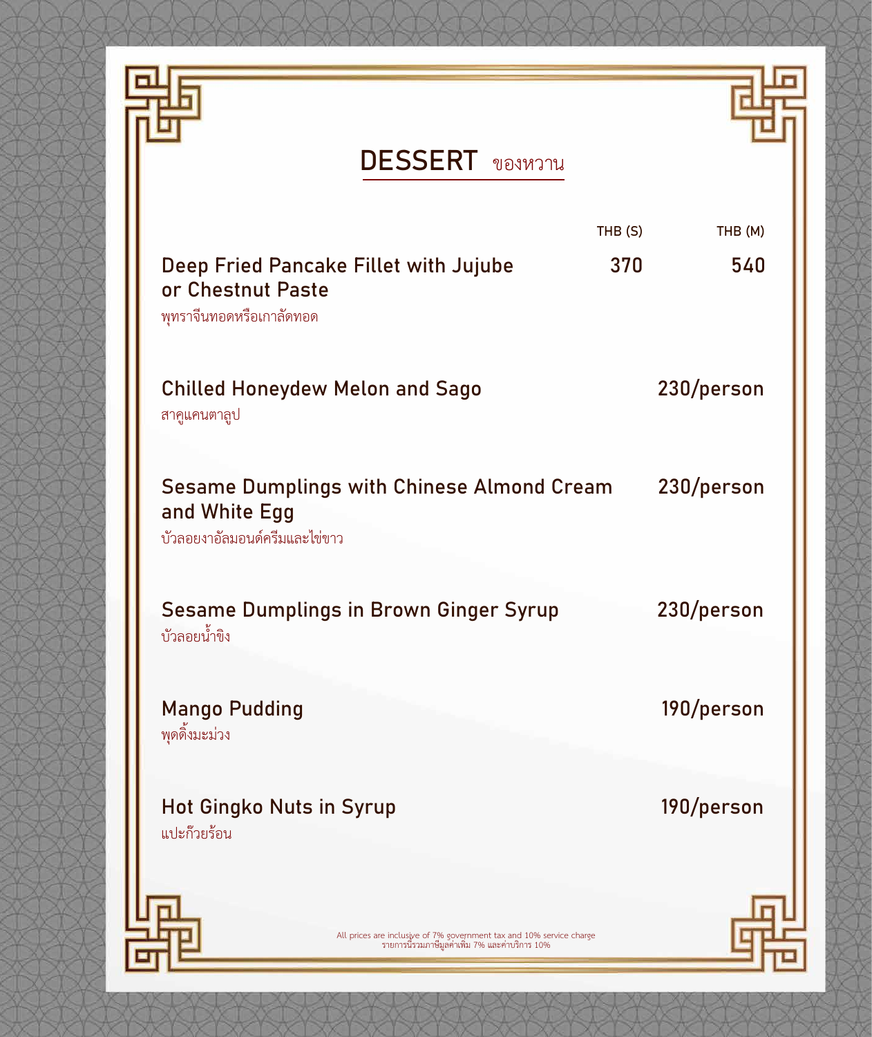# DESSERT ของหวาน

| | THB (S) | THB (M) |
|---|---|---|
| **Deep Fried Pancake Fillet with Jujube or Chestnut Paste**<br>พุทราจีนทอดหรือเกาลัดทอด | 370 | 540 |
| **Chilled Honeydew Melon and Sago**<br>สาคูแคนตาลูป | | 230/person |
| **Sesame Dumplings with Chinese Almond Cream and White Egg**<br>บัวลอยงาอัลมอนด์ครีมและไข่ขาว | | 230/person |
| **Sesame Dumplings in Brown Ginger Syrup**<br>บัวลอยน้ำขิง | | 230/person |
| **Mango Pudding**<br>พุดดิ้งมะม่วง | | 190/person |
| **Hot Gingko Nuts in Syrup**<br>แปะก๊วยร้อน | | 190/person |

All prices are inclusive of 7% government tax and 10% service charge
รายการนี้รวมภาษีมูลค่าเพิ่ม 7% และค่าบริการ 10%